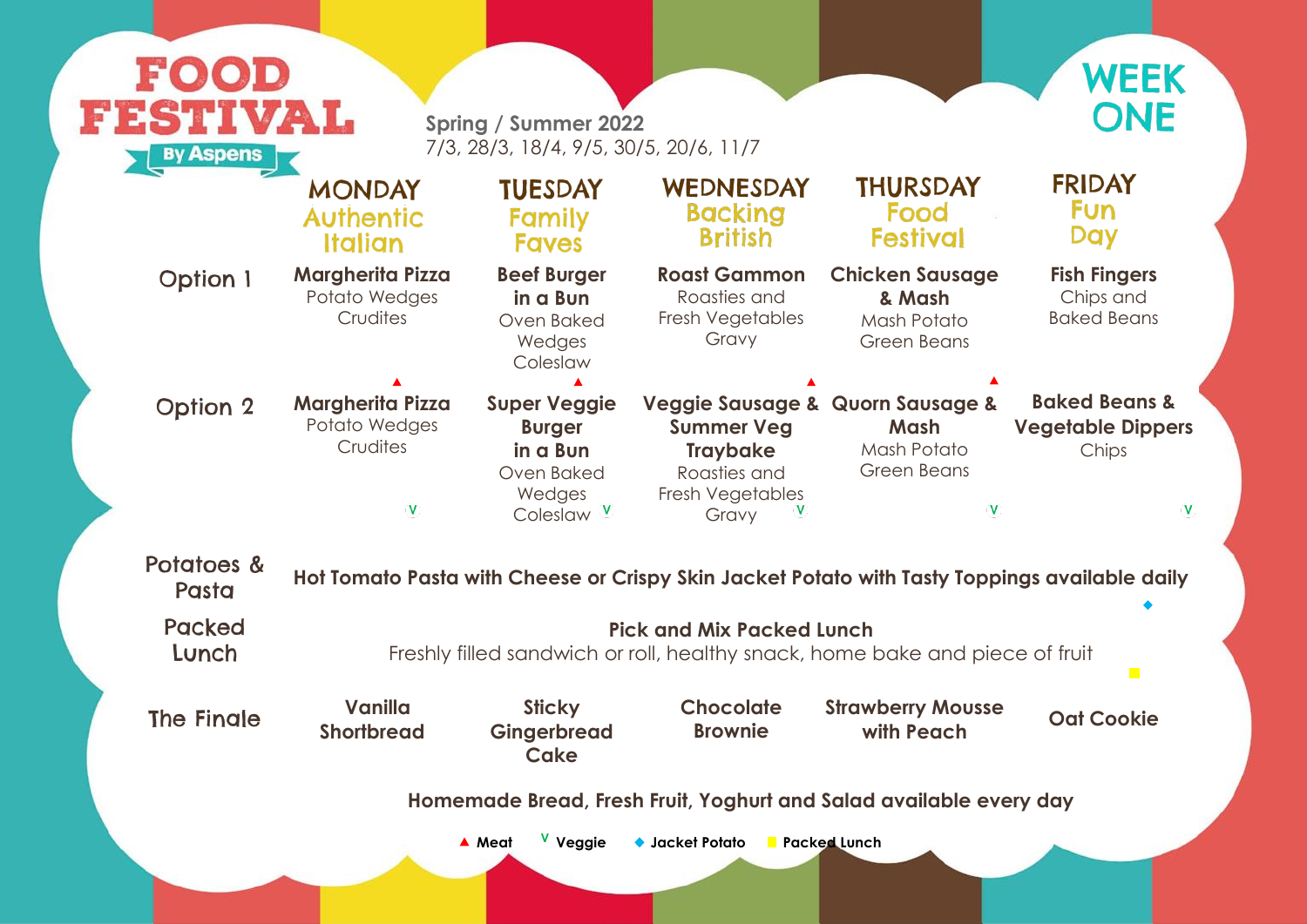# FOOD FESTIVAL By Aspens

## WEEK ONE

**Spring / Summer 2022**
7/3, 28/3, 18/4, 9/5, 30/5, 20/6, 11/7

| | MONDAY Authentic Italian | TUESDAY Family Faves | WEDNESDAY Backing British | THURSDAY Food Festival | FRIDAY Fun Day |
|---|---|---|---|---|---|
| Option 1 | **Margherita Pizza** Potato Wedges Crudites | **Beef Burger in a Bun** Oven Baked Wedges Coleslaw ▲ | **Roast Gammon** Roasties and Fresh Vegetables Gravy ▲ | **Chicken Sausage & Mash** Mash Potato Green Beans ▲ | **Fish Fingers** Chips and Baked Beans |
| Option 2 | **Margherita Pizza** Potato Wedges Crudites V | **Super Veggie Burger in a Bun** Oven Baked Wedges Coleslaw V | **Veggie Sausage & Summer Veg Traybake** Roasties and Fresh Vegetables Gravy V | **Quorn Sausage & Mash** Mash Potato Green Beans V | **Baked Beans & Vegetable Dippers** Chips V |
| Potatoes & Pasta | **Hot Tomato Pasta with Cheese or Crispy Skin Jacket Potato with Tasty Toppings available daily** ◆ | | | | |
| Packed Lunch | **Pick and Mix Packed Lunch** Freshly filled sandwich or roll, healthy snack, home bake and piece of fruit ■ | | | | |
| The Finale | **Vanilla Shortbread** | **Sticky Gingerbread Cake** | **Chocolate Brownie** | **Strawberry Mousse with Peach** | **Oat Cookie** |

**Homemade Bread, Fresh Fruit, Yoghurt and Salad available every day**

▲ Meat  V Veggie  ◆ Jacket Potato  ■ Packed Lunch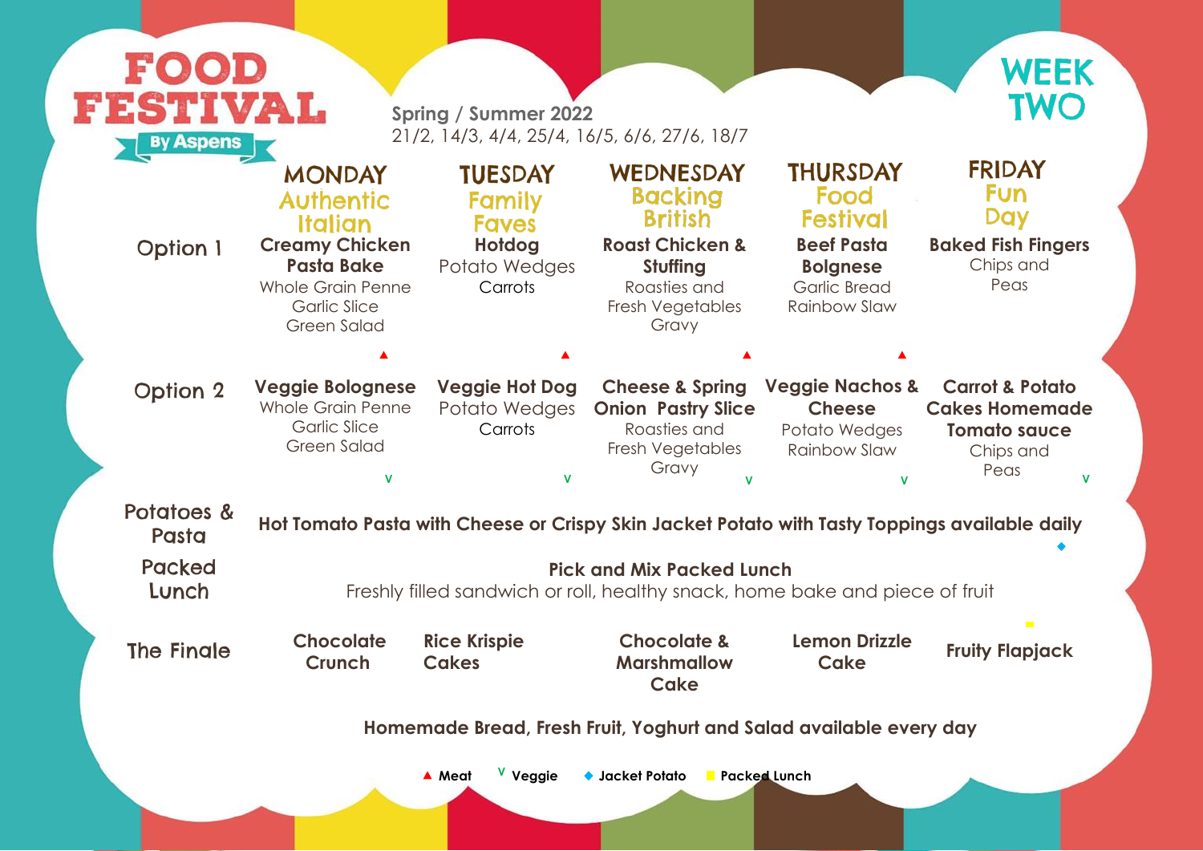# FOOD FESTIVAL

By Aspens

Spring / Summer 2022
21/2, 14/3, 4/4, 25/4, 16/5, 6/6, 27/6, 18/7

## WEEK TWO

| | MONDAY Authentic Italian | TUESDAY Family Faves | WEDNESDAY Backing British | THURSDAY Food Festival | FRIDAY Fun Day |
|---|---|---|---|---|---|
| Option 1 | **Creamy Chicken Pasta Bake** Whole Grain Penne Garlic Slice Green Salad ▲ | **Hotdog** Potato Wedges Carrots ▲ | **Roast Chicken & Stuffing** Roasties and Fresh Vegetables Gravy ▲ | **Beef Pasta Bolgnese** Garlic Bread Rainbow Slaw ▲ | **Baked Fish Fingers** Chips and Peas |
| Option 2 | **Veggie Bolognese** Whole Grain Penne Garlic Slice Green Salad V | **Veggie Hot Dog** Potato Wedges Carrots V | **Cheese & Spring Onion Pastry Slice** Roasties and Fresh Vegetables Gravy V | **Veggie Nachos & Cheese** Potato Wedges Rainbow Slaw V | **Carrot & Potato Cakes Homemade Tomato sauce** Chips and Peas V |
| Potatoes & Pasta | **Hot Tomato Pasta with Cheese or Crispy Skin Jacket Potato with Tasty Toppings available daily** ◆ | | | | |
| Packed Lunch | **Pick and Mix Packed Lunch** Freshly filled sandwich or roll, healthy snack, home bake and piece of fruit | | | | |
| The Finale | **Chocolate Crunch** | **Rice Krispie Cakes** | **Chocolate & Marshmallow Cake** | **Lemon Drizzle Cake** | **Fruity Flapjack** |

**Homemade Bread, Fresh Fruit, Yoghurt and Salad available every day**

▲ Meat V Veggie ◆ Jacket Potato ■ Packed Lunch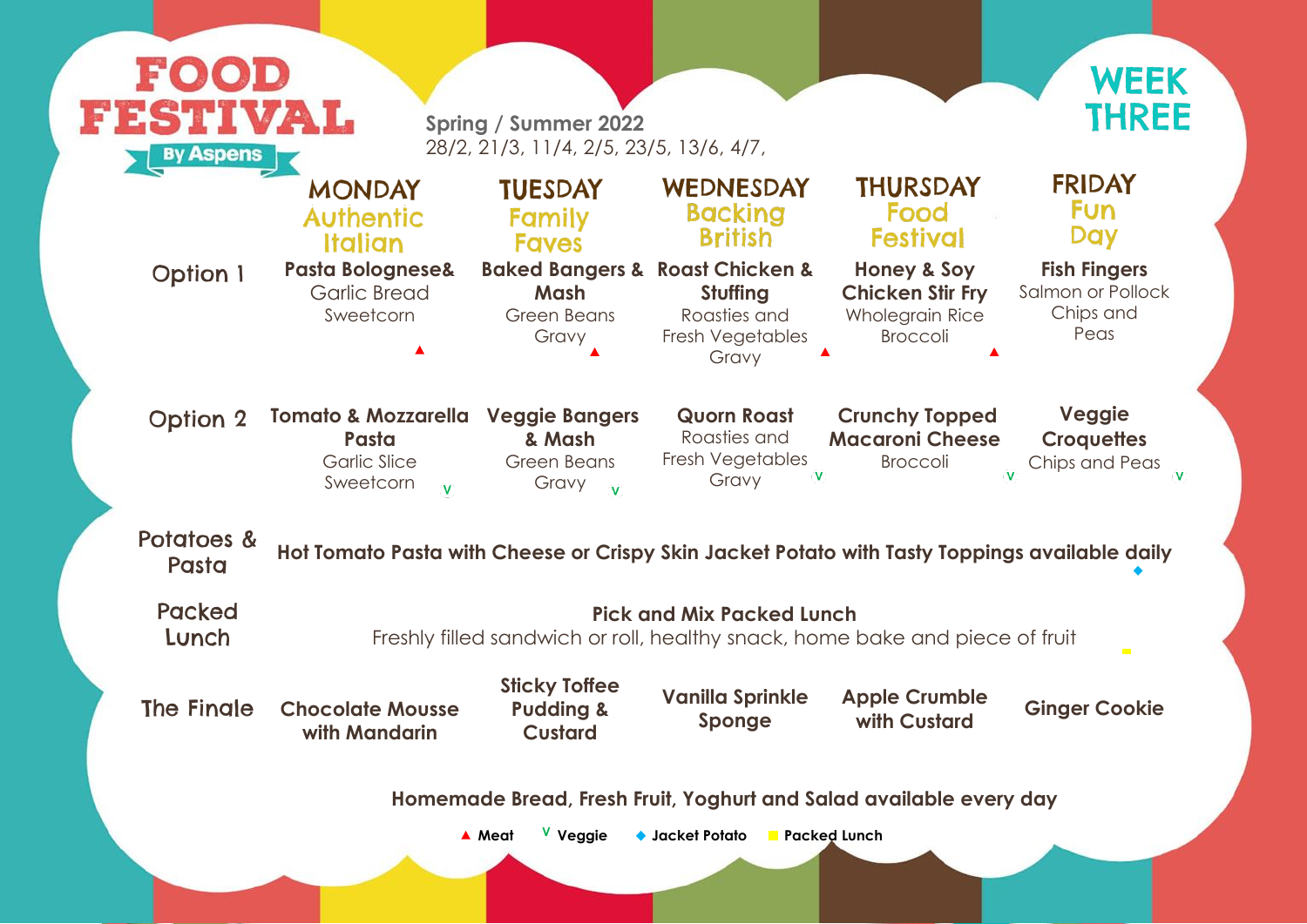# FOOD FESTIVAL

By Aspens

Spring / Summer 2022
28/2, 21/3, 11/4, 2/5, 23/5, 13/6, 4/7,

## WEEK THREE

| | MONDAY Authentic Italian | TUESDAY Family Faves | WEDNESDAY Backing British | THURSDAY Food Festival | FRIDAY Fun Day |
|---|---|---|---|---|---|
| Option 1 | **Pasta Bolognese&** Garlic Bread Sweetcorn ▲ | **Baked Bangers & Mash** Green Beans Gravy ▲ | **Roast Chicken & Stuffing** Roasties and Fresh Vegetables Gravy ▲ | **Honey & Soy Chicken Stir Fry** Wholegrain Rice Broccoli ▲ | **Fish Fingers** Salmon or Pollock Chips and Peas |
| Option 2 | **Tomato & Mozzarella Pasta** Garlic Slice Sweetcorn V | **Veggie Bangers & Mash** Green Beans Gravy V | **Quorn Roast** Roasties and Fresh Vegetables Gravy V | **Crunchy Topped Macaroni Cheese** Broccoli V | **Veggie Croquettes** Chips and Peas V |
| Potatoes & Pasta | **Hot Tomato Pasta with Cheese or Crispy Skin Jacket Potato with Tasty Toppings available daily** ◆ | | | | |
| Packed Lunch | **Pick and Mix Packed Lunch** Freshly filled sandwich or roll, healthy snack, home bake and piece of fruit ■ | | | | |
| The Finale | **Chocolate Mousse with Mandarin** | **Sticky Toffee Pudding & Custard** | **Vanilla Sprinkle Sponge** | **Apple Crumble with Custard** | **Ginger Cookie** |

**Homemade Bread, Fresh Fruit, Yoghurt and Salad available every day**

▲ **Meat** V **Veggie** ◆ **Jacket Potato** ■ **Packed Lunch**